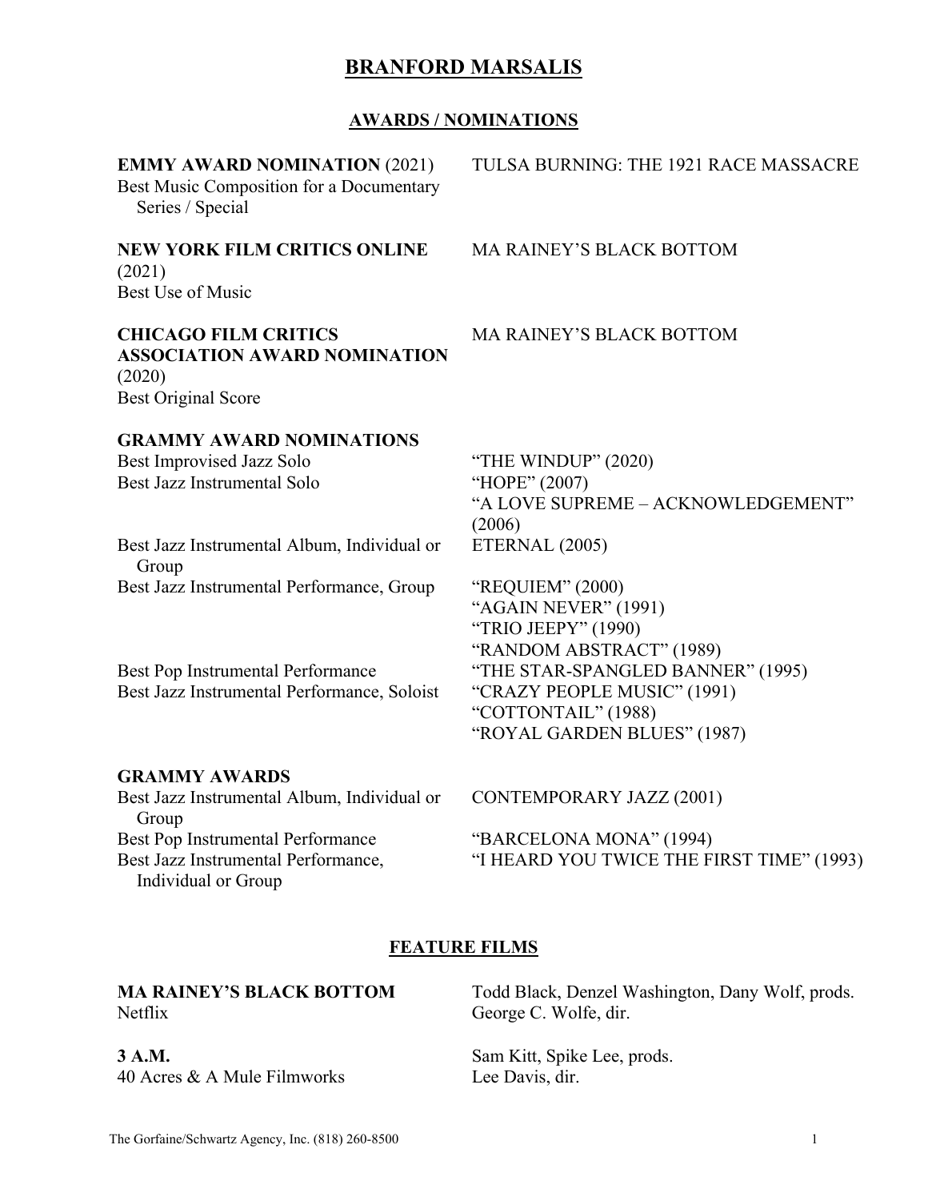# BRANFORD MARSALIS

## AWARDS / NOMINATIONS

| | |
|---|---|
| **EMMY AWARD NOMINATION** (2021)<br>Best Music Composition for a Documentary Series / Special | TULSA BURNING: THE 1921 RACE MASSACRE |
| **NEW YORK FILM CRITICS ONLINE** (2021)<br>Best Use of Music | MA RAINEY'S BLACK BOTTOM |
| **CHICAGO FILM CRITICS ASSOCIATION AWARD NOMINATION** (2020)<br>Best Original Score | MA RAINEY'S BLACK BOTTOM |

**GRAMMY AWARD NOMINATIONS**

| | |
|---|---|
| Best Improvised Jazz Solo | "THE WINDUP" (2020) |
| Best Jazz Instrumental Solo | "HOPE" (2007)<br>"A LOVE SUPREME – ACKNOWLEDGEMENT" (2006) |
| Best Jazz Instrumental Album, Individual or Group | ETERNAL (2005) |
| Best Jazz Instrumental Performance, Group | "REQUIEM" (2000)<br>"AGAIN NEVER" (1991)<br>"TRIO JEEPY" (1990)<br>"RANDOM ABSTRACT" (1989) |
| Best Pop Instrumental Performance | "THE STAR-SPANGLED BANNER" (1995) |
| Best Jazz Instrumental Performance, Soloist | "CRAZY PEOPLE MUSIC" (1991)<br>"COTTONTAIL" (1988)<br>"ROYAL GARDEN BLUES" (1987) |

**GRAMMY AWARDS**

| | |
|---|---|
| Best Jazz Instrumental Album, Individual or Group | CONTEMPORARY JAZZ (2001) |
| Best Pop Instrumental Performance | "BARCELONA MONA" (1994) |
| Best Jazz Instrumental Performance, Individual or Group | "I HEARD YOU TWICE THE FIRST TIME" (1993) |

## FEATURE FILMS

| | |
|---|---|
| **MA RAINEY'S BLACK BOTTOM**<br>Netflix | Todd Black, Denzel Washington, Dany Wolf, prods.<br>George C. Wolfe, dir. |
| **3 A.M.**<br>40 Acres & A Mule Filmworks | Sam Kitt, Spike Lee, prods.<br>Lee Davis, dir. |

The Gorfaine/Schwartz Agency, Inc. (818) 260-8500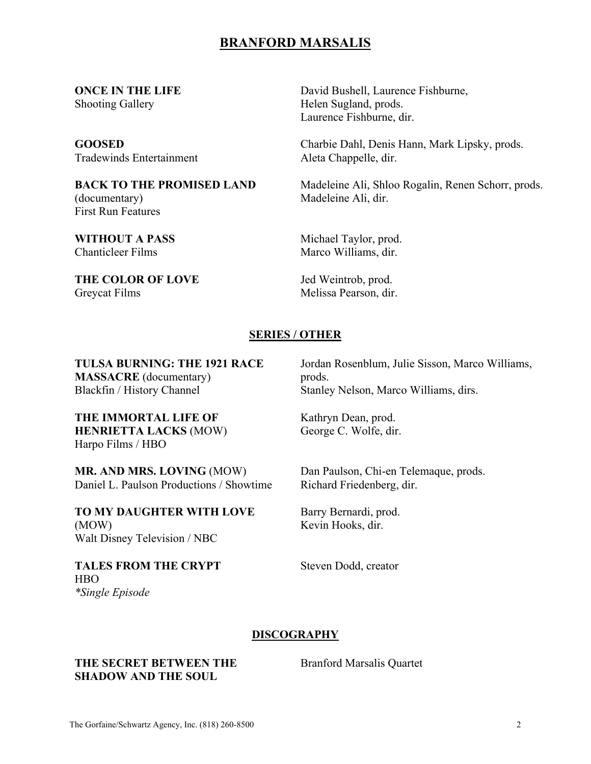# BRANFORD MARSALIS

**ONCE IN THE LIFE**
Shooting Gallery

David Bushell, Laurence Fishburne, Helen Sugland, prods.
Laurence Fishburne, dir.

**GOOSED**
Tradewinds Entertainment

Charbie Dahl, Denis Hann, Mark Lipsky, prods.
Aleta Chappelle, dir.

**BACK TO THE PROMISED LAND** (documentary)
First Run Features

Madeleine Ali, Shloo Rogalin, Renen Schorr, prods.
Madeleine Ali, dir.

**WITHOUT A PASS**
Chanticleer Films

Michael Taylor, prod.
Marco Williams, dir.

**THE COLOR OF LOVE**
Greycat Films

Jed Weintrob, prod.
Melissa Pearson, dir.

## SERIES / OTHER

**TULSA BURNING: THE 1921 RACE MASSACRE** (documentary)
Blackfin / History Channel

Jordan Rosenblum, Julie Sisson, Marco Williams, prods.
Stanley Nelson, Marco Williams, dirs.

**THE IMMORTAL LIFE OF HENRIETTA LACKS** (MOW)
Harpo Films / HBO

Kathryn Dean, prod.
George C. Wolfe, dir.

**MR. AND MRS. LOVING** (MOW)
Daniel L. Paulson Productions / Showtime

Dan Paulson, Chi-en Telemaque, prods.
Richard Friedenberg, dir.

**TO MY DAUGHTER WITH LOVE** (MOW)
Walt Disney Television / NBC

Barry Bernardi, prod.
Kevin Hooks, dir.

**TALES FROM THE CRYPT**
HBO
*\*Single Episode*

Steven Dodd, creator

## DISCOGRAPHY

**THE SECRET BETWEEN THE SHADOW AND THE SOUL**

Branford Marsalis Quartet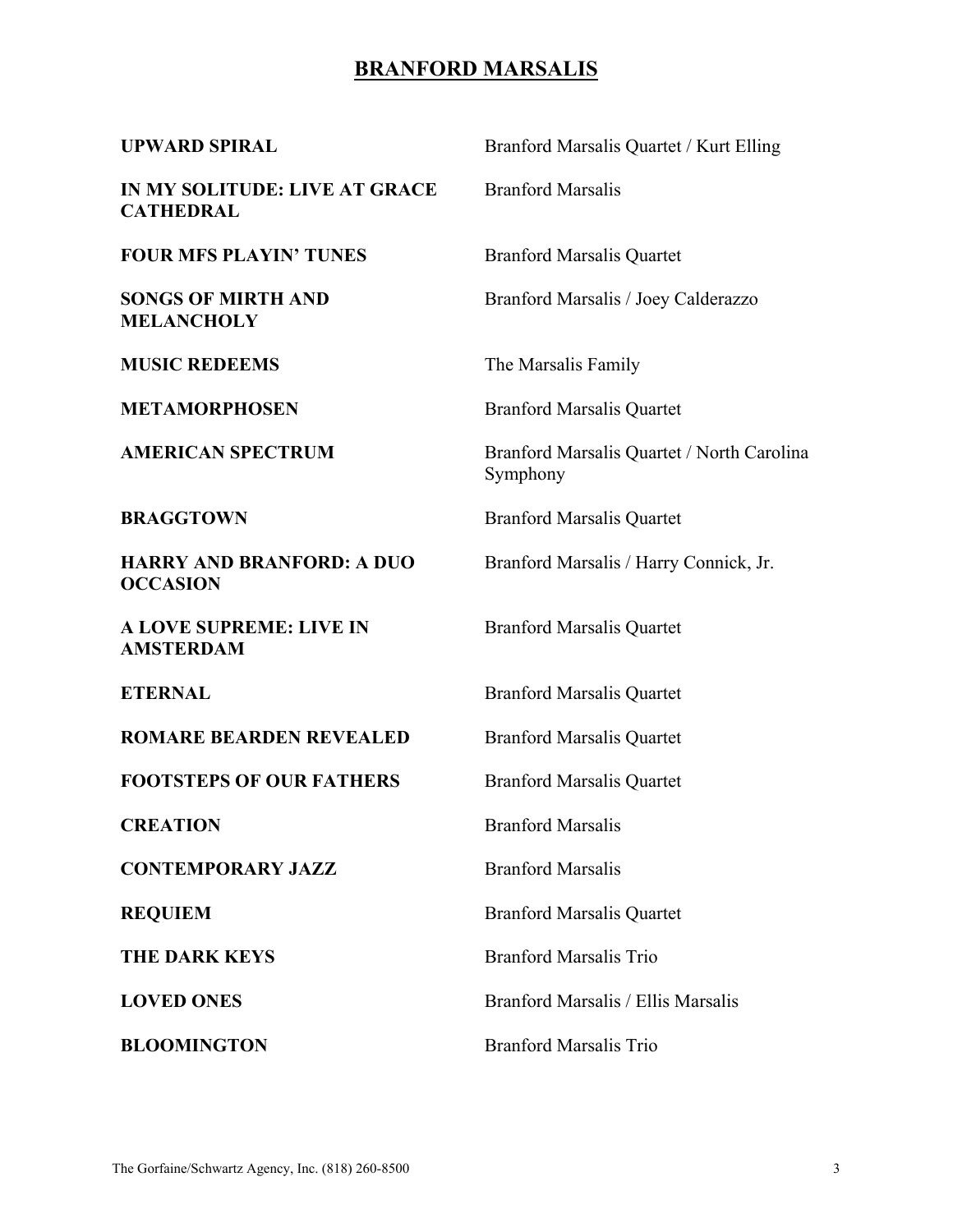# BRANFORD MARSALIS

| | |
|---|---|
| **UPWARD SPIRAL** | Branford Marsalis Quartet / Kurt Elling |
| **IN MY SOLITUDE: LIVE AT GRACE CATHEDRAL** | Branford Marsalis |
| **FOUR MFS PLAYIN' TUNES** | Branford Marsalis Quartet |
| **SONGS OF MIRTH AND MELANCHOLY** | Branford Marsalis / Joey Calderazzo |
| **MUSIC REDEEMS** | The Marsalis Family |
| **METAMORPHOSEN** | Branford Marsalis Quartet |
| **AMERICAN SPECTRUM** | Branford Marsalis Quartet / North Carolina Symphony |
| **BRAGGTOWN** | Branford Marsalis Quartet |
| **HARRY AND BRANFORD: A DUO OCCASION** | Branford Marsalis / Harry Connick, Jr. |
| **A LOVE SUPREME: LIVE IN AMSTERDAM** | Branford Marsalis Quartet |
| **ETERNAL** | Branford Marsalis Quartet |
| **ROMARE BEARDEN REVEALED** | Branford Marsalis Quartet |
| **FOOTSTEPS OF OUR FATHERS** | Branford Marsalis Quartet |
| **CREATION** | Branford Marsalis |
| **CONTEMPORARY JAZZ** | Branford Marsalis |
| **REQUIEM** | Branford Marsalis Quartet |
| **THE DARK KEYS** | Branford Marsalis Trio |
| **LOVED ONES** | Branford Marsalis / Ellis Marsalis |
| **BLOOMINGTON** | Branford Marsalis Trio |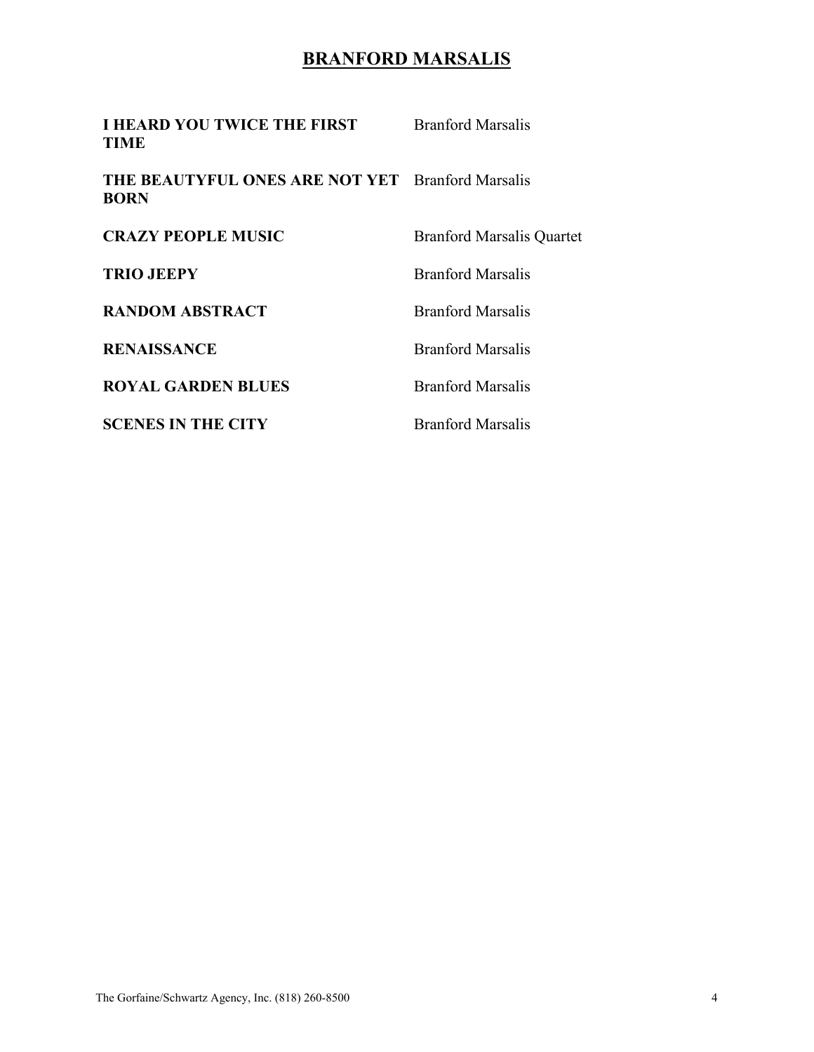# BRANFORD MARSALIS

| | |
|---|---|
| **I HEARD YOU TWICE THE FIRST TIME** | Branford Marsalis |
| **THE BEAUTYFUL ONES ARE NOT YET BORN** | Branford Marsalis |
| **CRAZY PEOPLE MUSIC** | Branford Marsalis Quartet |
| **TRIO JEEPY** | Branford Marsalis |
| **RANDOM ABSTRACT** | Branford Marsalis |
| **RENAISSANCE** | Branford Marsalis |
| **ROYAL GARDEN BLUES** | Branford Marsalis |
| **SCENES IN THE CITY** | Branford Marsalis |